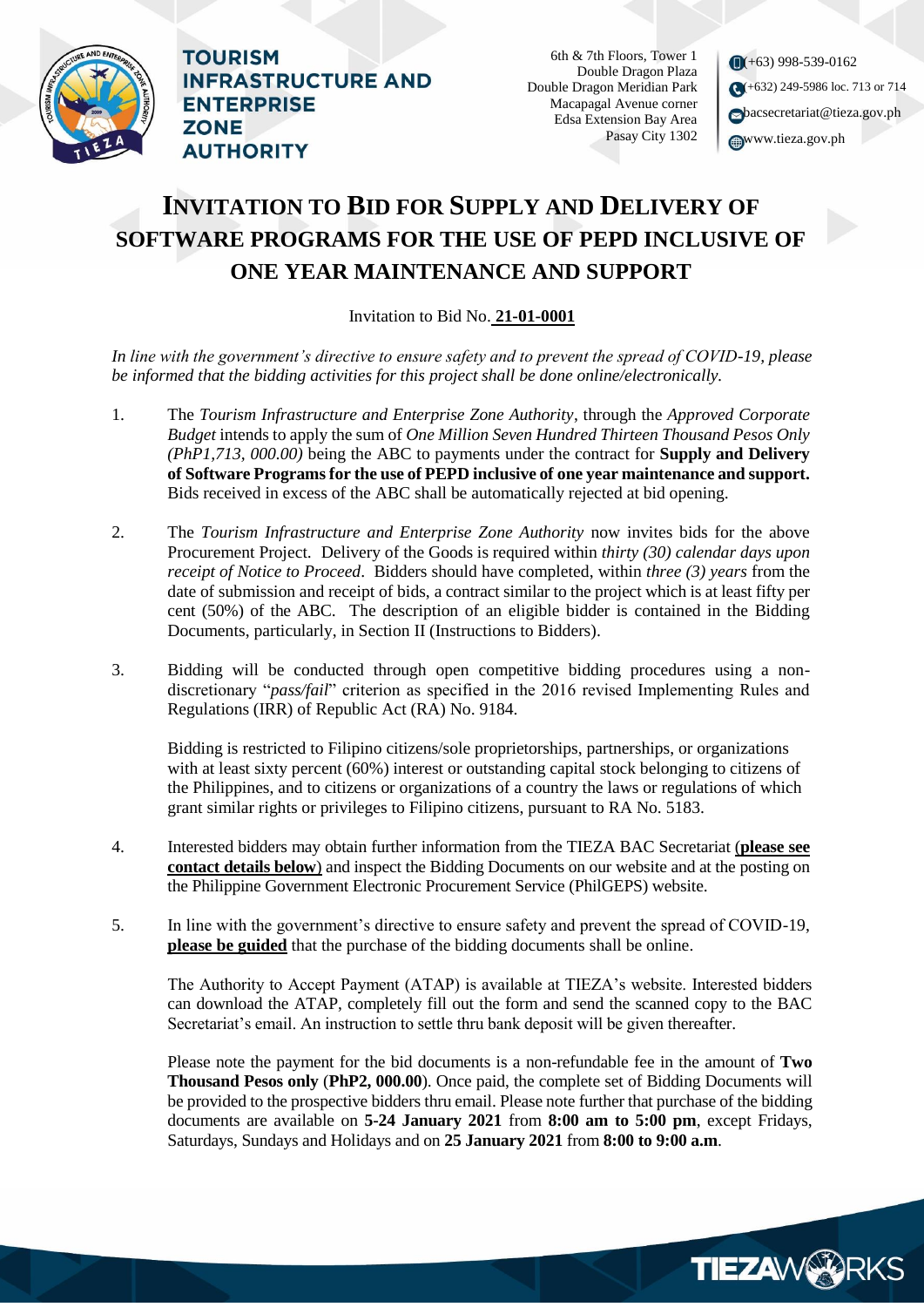**TOURISM INFRASTRUCTURE AND ENTERPRISE ZONE AUTHORITY**

6th & 7th Floors, Tower 1
Double Dragon Plaza
Double Dragon Meridian Park
Macapagal Avenue corner
Edsa Extension Bay Area
Pasay City 1302

(+63) 998-539-0162
(+632) 249-5986 loc. 713 or 714
bacsecretariat@tieza.gov.ph
www.tieza.gov.ph

# INVITATION TO BID FOR SUPPLY AND DELIVERY OF SOFTWARE PROGRAMS FOR THE USE OF PEPD INCLUSIVE OF ONE YEAR MAINTENANCE AND SUPPORT

Invitation to Bid No. **21-01-0001**

*In line with the government's directive to ensure safety and to prevent the spread of COVID-19, please be informed that the bidding activities for this project shall be done online/electronically.*

1. The *Tourism Infrastructure and Enterprise Zone Authority*, through the *Approved Corporate Budget* intends to apply the sum of *One Million Seven Hundred Thirteen Thousand Pesos Only (PhP1,713, 000.00)* being the ABC to payments under the contract for **Supply and Delivery of Software Programs for the use of PEPD inclusive of one year maintenance and support.** Bids received in excess of the ABC shall be automatically rejected at bid opening.

2. The *Tourism Infrastructure and Enterprise Zone Authority* now invites bids for the above Procurement Project. Delivery of the Goods is required within *thirty (30) calendar days upon receipt of Notice to Proceed*. Bidders should have completed, within *three (3) years* from the date of submission and receipt of bids, a contract similar to the project which is at least fifty per cent (50%) of the ABC. The description of an eligible bidder is contained in the Bidding Documents, particularly, in Section II (Instructions to Bidders).

3. Bidding will be conducted through open competitive bidding procedures using a non-discretionary "*pass/fail*" criterion as specified in the 2016 revised Implementing Rules and Regulations (IRR) of Republic Act (RA) No. 9184.

   Bidding is restricted to Filipino citizens/sole proprietorships, partnerships, or organizations with at least sixty percent (60%) interest or outstanding capital stock belonging to citizens of the Philippines, and to citizens or organizations of a country the laws or regulations of which grant similar rights or privileges to Filipino citizens, pursuant to RA No. 5183.

4. Interested bidders may obtain further information from the TIEZA BAC Secretariat (**please see contact details below**) and inspect the Bidding Documents on our website and at the posting on the Philippine Government Electronic Procurement Service (PhilGEPS) website.

5. In line with the government's directive to ensure safety and prevent the spread of COVID-19, **please be guided** that the purchase of the bidding documents shall be online.

   The Authority to Accept Payment (ATAP) is available at TIEZA's website. Interested bidders can download the ATAP, completely fill out the form and send the scanned copy to the BAC Secretariat's email. An instruction to settle thru bank deposit will be given thereafter.

   Please note the payment for the bid documents is a non-refundable fee in the amount of **Two Thousand Pesos only** (**PhP2, 000.00**). Once paid, the complete set of Bidding Documents will be provided to the prospective bidders thru email. Please note further that purchase of the bidding documents are available on **5-24 January 2021** from **8:00 am to 5:00 pm**, except Fridays, Saturdays, Sundays and Holidays and on **25 January 2021** from **8:00 to 9:00 a.m**.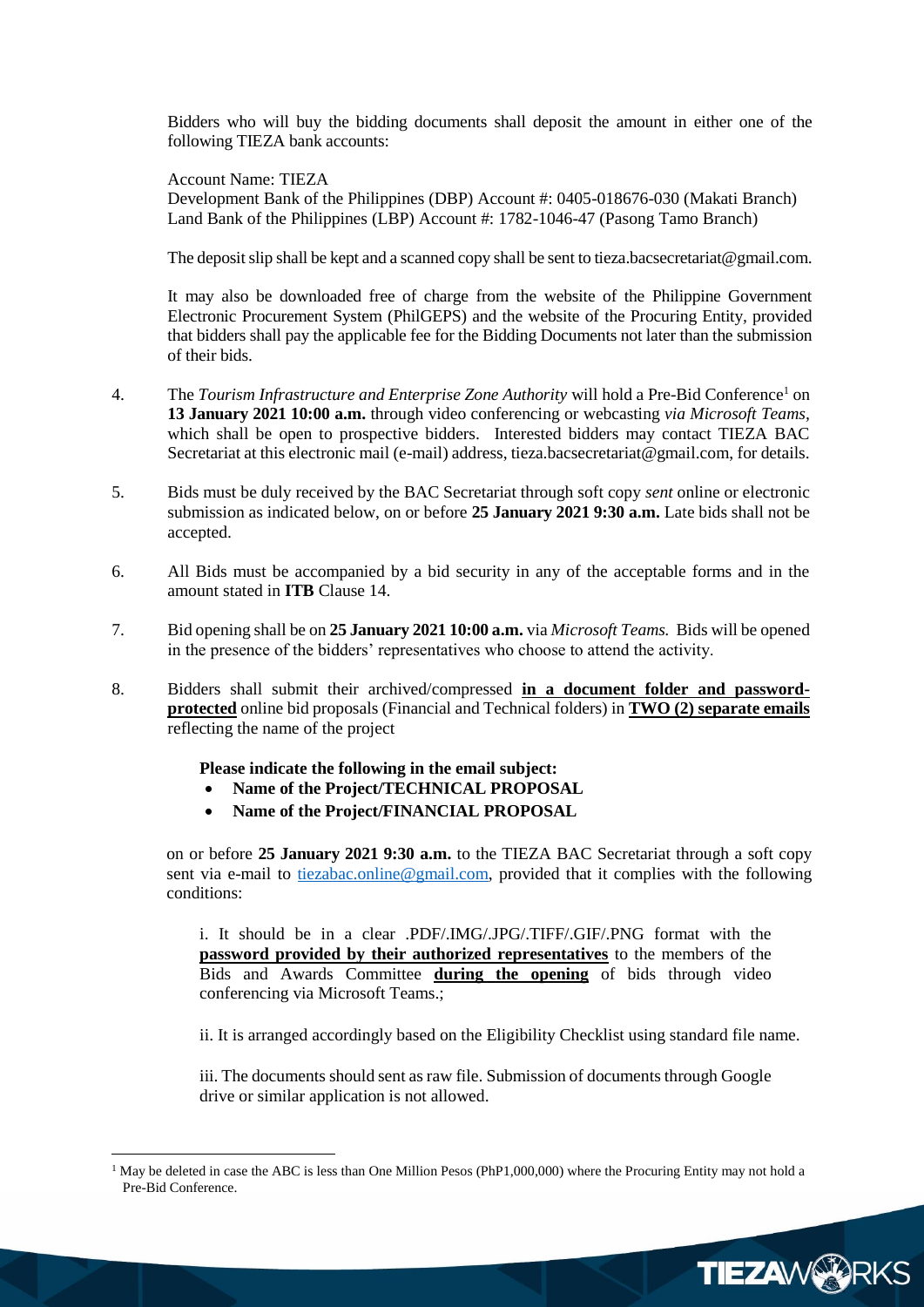Bidders who will buy the bidding documents shall deposit the amount in either one of the following TIEZA bank accounts:

Account Name: TIEZA
Development Bank of the Philippines (DBP) Account #: 0405-018676-030 (Makati Branch)
Land Bank of the Philippines (LBP) Account #: 1782-1046-47 (Pasong Tamo Branch)

The deposit slip shall be kept and a scanned copy shall be sent to tieza.bacsecretariat@gmail.com.

It may also be downloaded free of charge from the website of the Philippine Government Electronic Procurement System (PhilGEPS) and the website of the Procuring Entity, provided that bidders shall pay the applicable fee for the Bidding Documents not later than the submission of their bids.

4. The *Tourism Infrastructure and Enterprise Zone Authority* will hold a Pre-Bid Conference[1] on **13 January 2021 10:00 a.m.** through video conferencing or webcasting *via Microsoft Teams*, which shall be open to prospective bidders. Interested bidders may contact TIEZA BAC Secretariat at this electronic mail (e-mail) address, tieza.bacsecretariat@gmail.com, for details.

5. Bids must be duly received by the BAC Secretariat through soft copy *sent* online or electronic submission as indicated below, on or before **25 January 2021 9:30 a.m.** Late bids shall not be accepted.

6. All Bids must be accompanied by a bid security in any of the acceptable forms and in the amount stated in **ITB** Clause 14.

7. Bid opening shall be on **25 January 2021 10:00 a.m.** via *Microsoft Teams.* Bids will be opened in the presence of the bidders' representatives who choose to attend the activity.

8. Bidders shall submit their archived/compressed **in a document folder and password-protected** online bid proposals (Financial and Technical folders) in **TWO (2) separate emails** reflecting the name of the project

   **Please indicate the following in the email subject:**
   - **Name of the Project/TECHNICAL PROPOSAL**
   - **Name of the Project/FINANCIAL PROPOSAL**

   on or before **25 January 2021 9:30 a.m.** to the TIEZA BAC Secretariat through a soft copy sent via e-mail to tiezabac.online@gmail.com, provided that it complies with the following conditions:

   i. It should be in a clear .PDF/.IMG/.JPG/.TIFF/.GIF/.PNG format with the **password provided by their authorized representatives** to the members of the Bids and Awards Committee **during the opening** of bids through video conferencing via Microsoft Teams.;

   ii. It is arranged accordingly based on the Eligibility Checklist using standard file name.

   iii. The documents should sent as raw file. Submission of documents through Google drive or similar application is not allowed.

[1] May be deleted in case the ABC is less than One Million Pesos (PhP1,000,000) where the Procuring Entity may not hold a Pre-Bid Conference.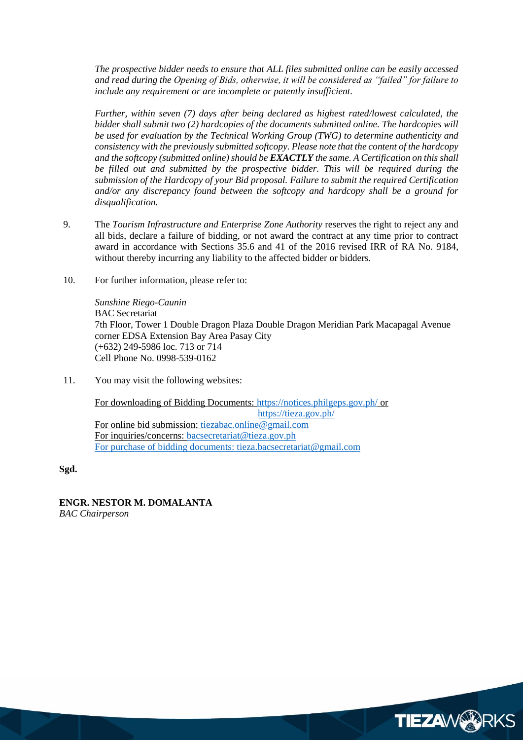*The prospective bidder needs to ensure that ALL files submitted online can be easily accessed and read during the Opening of Bids, otherwise, it will be considered as "failed" for failure to include any requirement or are incomplete or patently insufficient.*

*Further, within seven (7) days after being declared as highest rated/lowest calculated, the bidder shall submit two (2) hardcopies of the documents submitted online. The hardcopies will be used for evaluation by the Technical Working Group (TWG) to determine authenticity and consistency with the previously submitted softcopy. Please note that the content of the hardcopy and the softcopy (submitted online) should be* ***EXACTLY*** *the same. A Certification on this shall be filled out and submitted by the prospective bidder. This will be required during the submission of the Hardcopy of your Bid proposal. Failure to submit the required Certification and/or any discrepancy found between the softcopy and hardcopy shall be a ground for disqualification.*

9. The *Tourism Infrastructure and Enterprise Zone Authority* reserves the right to reject any and all bids, declare a failure of bidding, or not award the contract at any time prior to contract award in accordance with Sections 35.6 and 41 of the 2016 revised IRR of RA No. 9184, without thereby incurring any liability to the affected bidder or bidders.

10. For further information, please refer to:

    *Sunshine Riego-Caunin*
    BAC Secretariat
    7th Floor, Tower 1 Double Dragon Plaza Double Dragon Meridian Park Macapagal Avenue corner EDSA Extension Bay Area Pasay City
    (+632) 249-5986 loc. 713 or 714
    Cell Phone No. 0998-539-0162

11. You may visit the following websites:

    For downloading of Bidding Documents: https://notices.philgeps.gov.ph/ or https://tieza.gov.ph/
    For online bid submission: tiezabac.online@gmail.com
    For inquiries/concerns: bacsecretariat@tieza.gov.ph
    For purchase of bidding documents: tieza.bacsecretariat@gmail.com

**Sgd.**

**ENGR. NESTOR M. DOMALANTA**
*BAC Chairperson*